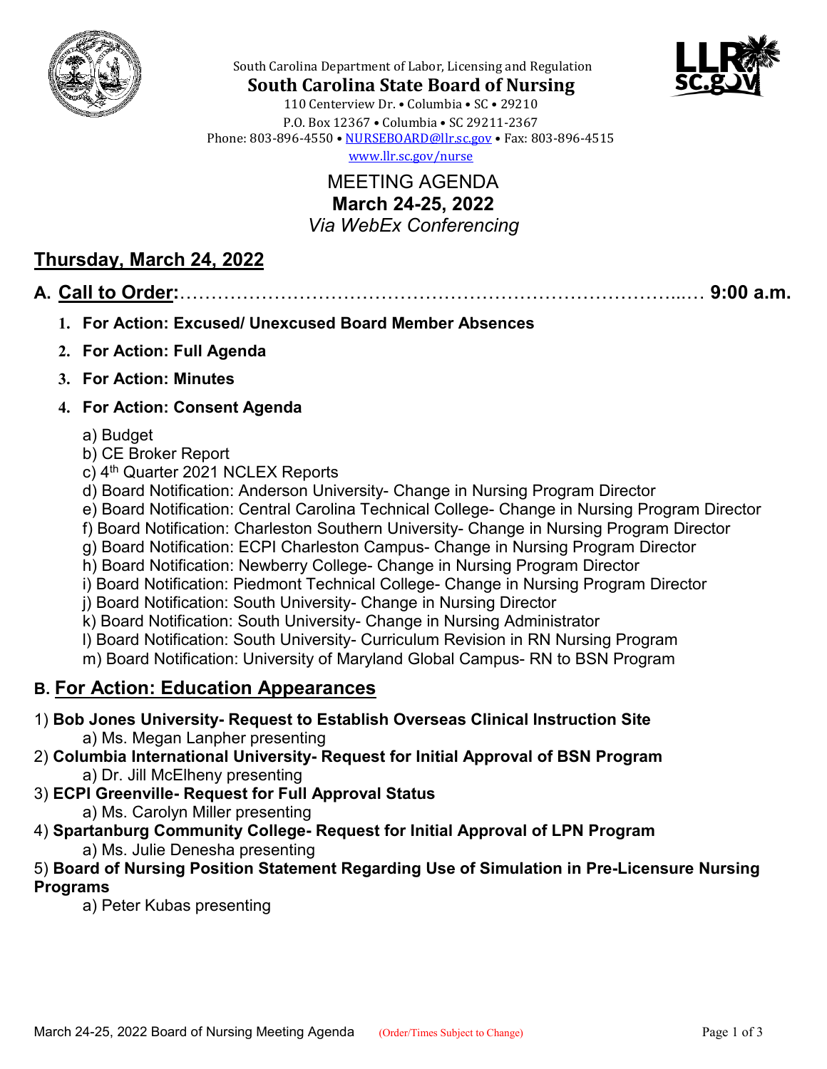South Carolina Department of Labor, Licensing and Regulation

**South Carolina State Board of Nursing**

110 Centerview Dr. • Columbia • SC • 29210

P.O. Box 12367 • Columbia • SC 29211-2367

Phone: 803-896-4550 • NURSEBOARD@llr.sc.gov • Fax: 803-896-4515

www.llr.sc.gov/nurse

# MEETING AGENDA
## March 24-25, 2022
*Via WebEx Conferencing*

## Thursday, March 24, 2022

### A. Call to Order:……………………………………………………………………..… 9:00 a.m.

1. **For Action: Excused/ Unexcused Board Member Absences**
2. **For Action: Full Agenda**
3. **For Action: Minutes**
4. **For Action: Consent Agenda**

   a) Budget
   b) CE Broker Report
   c) 4th Quarter 2021 NCLEX Reports
   d) Board Notification: Anderson University- Change in Nursing Program Director
   e) Board Notification: Central Carolina Technical College- Change in Nursing Program Director
   f) Board Notification: Charleston Southern University- Change in Nursing Program Director
   g) Board Notification: ECPI Charleston Campus- Change in Nursing Program Director
   h) Board Notification: Newberry College- Change in Nursing Program Director
   i) Board Notification: Piedmont Technical College- Change in Nursing Program Director
   j) Board Notification: South University- Change in Nursing Director
   k) Board Notification: South University- Change in Nursing Administrator
   l) Board Notification: South University- Curriculum Revision in RN Nursing Program
   m) Board Notification: University of Maryland Global Campus- RN to BSN Program

### B. For Action: Education Appearances

1) **Bob Jones University- Request to Establish Overseas Clinical Instruction Site**
   a) Ms. Megan Lanpher presenting
2) **Columbia International University- Request for Initial Approval of BSN Program**
   a) Dr. Jill McElheny presenting
3) **ECPI Greenville- Request for Full Approval Status**
   a) Ms. Carolyn Miller presenting
4) **Spartanburg Community College- Request for Initial Approval of LPN Program**
   a) Ms. Julie Denesha presenting
5) **Board of Nursing Position Statement Regarding Use of Simulation in Pre-Licensure Nursing Programs**
   a) Peter Kubas presenting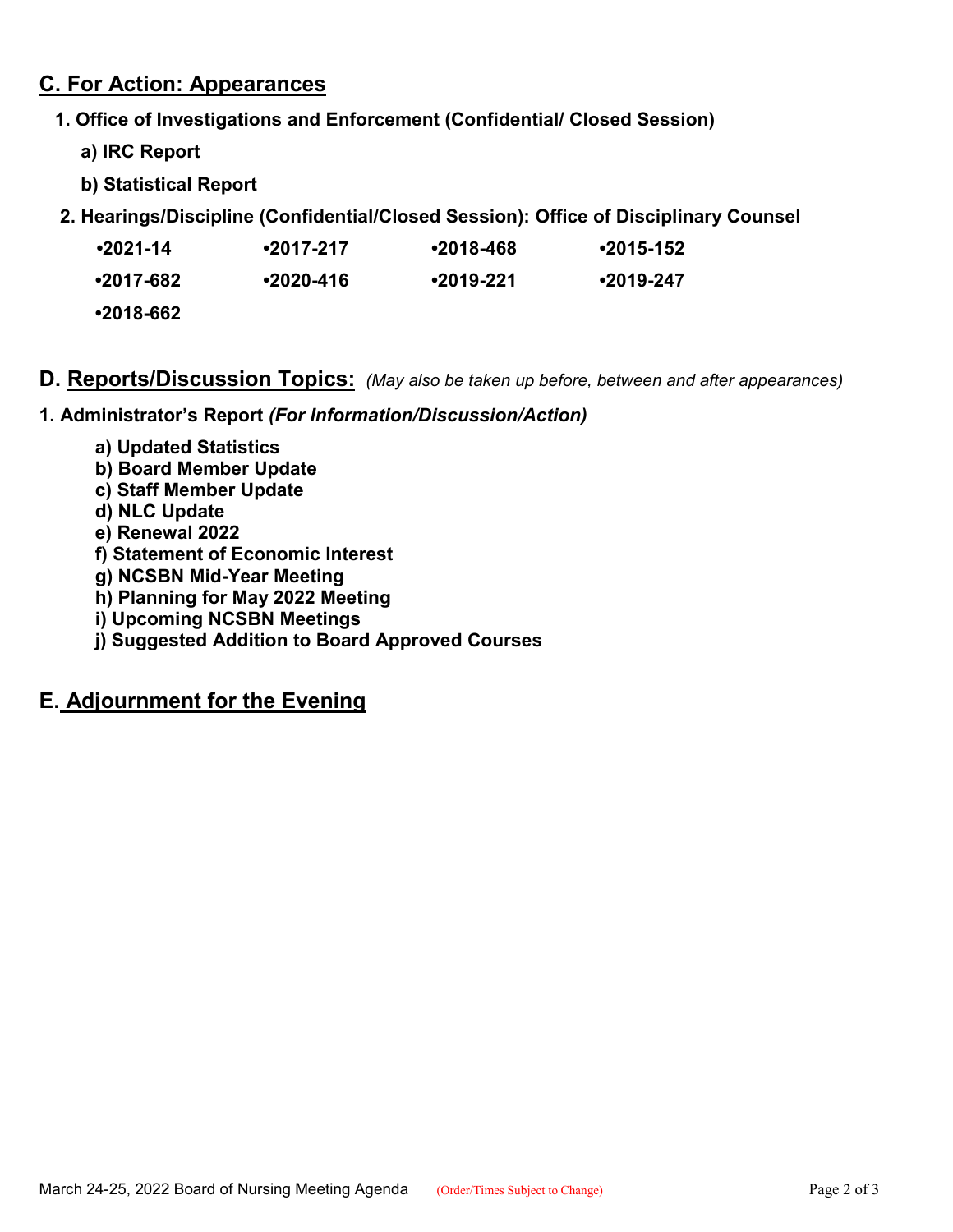## C. For Action: Appearances

**1. Office of Investigations and Enforcement (Confidential/ Closed Session)**

**a) IRC Report**

**b) Statistical Report**

**2. Hearings/Discipline (Confidential/Closed Session): Office of Disciplinary Counsel**

| | | | |
|---|---|---|---|
| •2021-14 | •2017-217 | •2018-468 | •2015-152 |
| •2017-682 | •2020-416 | •2019-221 | •2019-247 |
| •2018-662 | | | |

## D. Reports/Discussion Topics: *(May also be taken up before, between and after appearances)*

**1. Administrator's Report *(For Information/Discussion/Action)***

**a) Updated Statistics**
**b) Board Member Update**
**c) Staff Member Update**
**d) NLC Update**
**e) Renewal 2022**
**f) Statement of Economic Interest**
**g) NCSBN Mid-Year Meeting**
**h) Planning for May 2022 Meeting**
**i) Upcoming NCSBN Meetings**
**j) Suggested Addition to Board Approved Courses**

## E. Adjournment for the Evening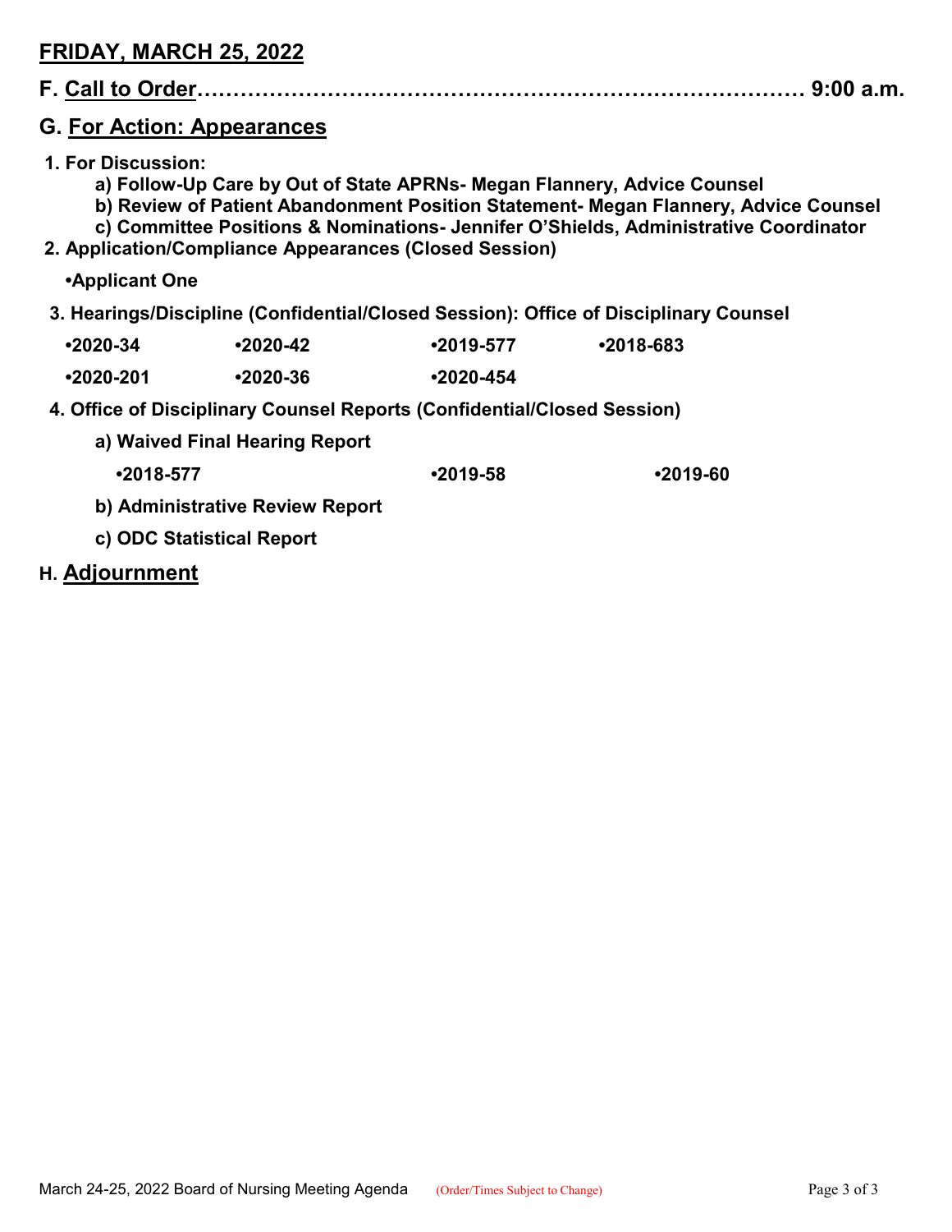## FRIDAY, MARCH 25, 2022

## F. Call to Order……………………………………………………………………… 9:00 a.m.

## G. For Action: Appearances

**1. For Discussion:**

- **a) Follow-Up Care by Out of State APRNs- Megan Flannery, Advice Counsel**
- **b) Review of Patient Abandonment Position Statement- Megan Flannery, Advice Counsel**
- **c) Committee Positions & Nominations- Jennifer O'Shields, Administrative Coordinator**

**2. Application/Compliance Appearances (Closed Session)**

- **Applicant One**

**3. Hearings/Discipline (Confidential/Closed Session): Office of Disciplinary Counsel**

| | | | |
|---|---|---|---|
| •2020-34 | •2020-42 | •2019-577 | •2018-683 |
| •2020-201 | •2020-36 | •2020-454 | |

**4. Office of Disciplinary Counsel Reports (Confidential/Closed Session)**

**a) Waived Final Hearing Report**

| | | |
|---|---|---|
| •2018-577 | •2019-58 | •2019-60 |

**b) Administrative Review Report**

**c) ODC Statistical Report**

## H. Adjournment